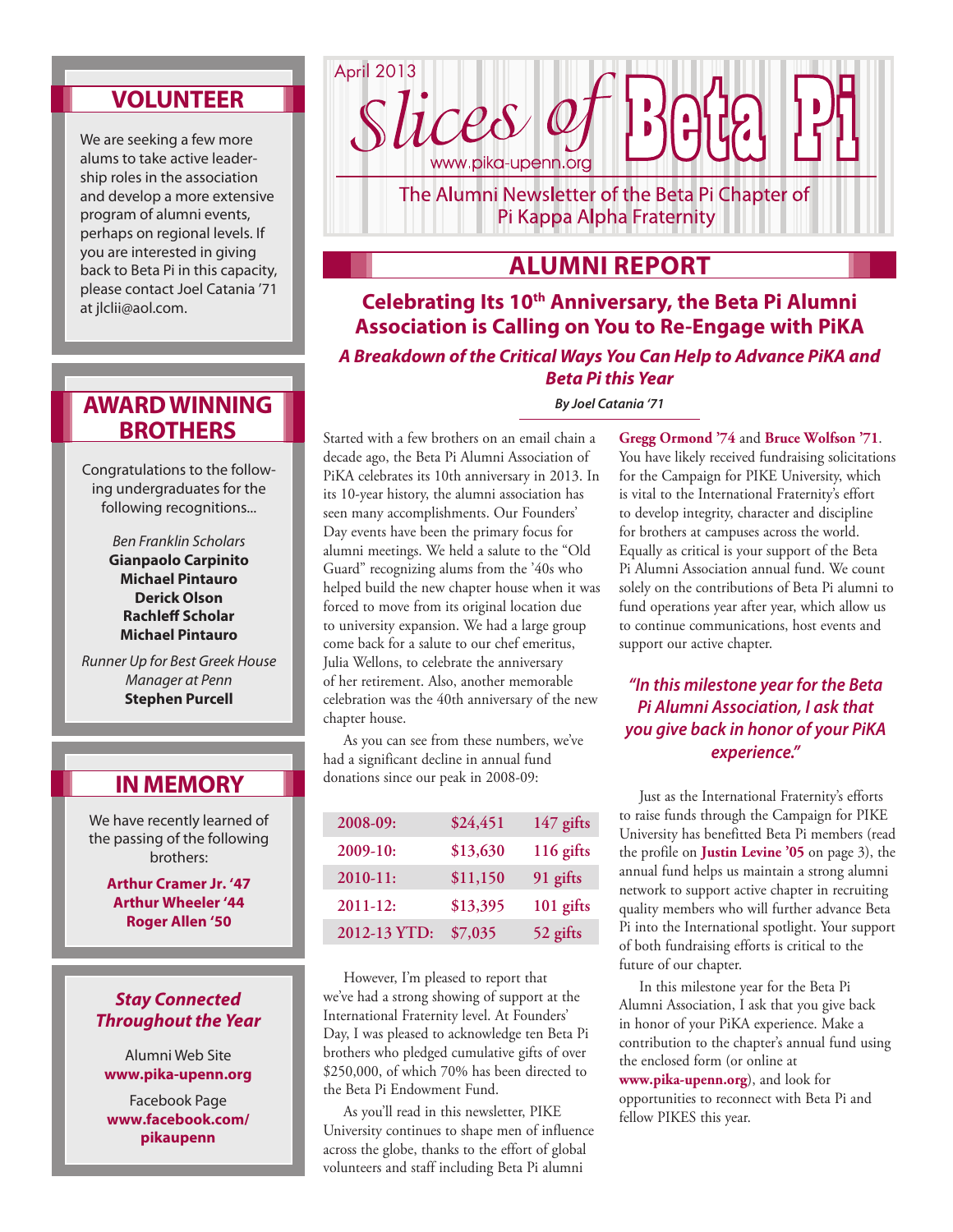April 2013

# Slices of Beta Pi

www.pika-upenn.org

The Alumni Newsletter of the Beta Pi Chapter of Pi Kappa Alpha Fraternity

## ALUMNI REPORT

### Celebrating Its 10th Anniversary, the Beta Pi Alumni Association is Calling on You to Re-Engage with PiKA

***A Breakdown of the Critical Ways You Can Help to Advance PiKA and Beta Pi this Year***

***By Joel Catania '71***

Started with a few brothers on an email chain a decade ago, the Beta Pi Alumni Association of PiKA celebrates its 10th anniversary in 2013. In its 10-year history, the alumni association has seen many accomplishments. Our Founders' Day events have been the primary focus for alumni meetings. We held a salute to the "Old Guard" recognizing alums from the '40s who helped build the new chapter house when it was forced to move from its original location due to university expansion. We had a large group come back for a salute to our chef emeritus, Julia Wellons, to celebrate the anniversary of her retirement. Also, another memorable celebration was the 40th anniversary of the new chapter house.

As you can see from these numbers, we've had a significant decline in annual fund donations since our peak in 2008-09:

| | | |
|---|---|---|
| 2008-09: | $24,451 | 147 gifts |
| 2009-10: | $13,630 | 116 gifts |
| 2010-11: | $11,150 | 91 gifts |
| 2011-12: | $13,395 | 101 gifts |
| 2012-13 YTD: | $7,035 | 52 gifts |

However, I'm pleased to report that we've had a strong showing of support at the International Fraternity level. At Founders' Day, I was pleased to acknowledge ten Beta Pi brothers who pledged cumulative gifts of over $250,000, of which 70% has been directed to the Beta Pi Endowment Fund.

As you'll read in this newsletter, PIKE University continues to shape men of influence across the globe, thanks to the effort of global volunteers and staff including Beta Pi alumni **Gregg Ormond '74** and **Bruce Wolfson '71**. You have likely received fundraising solicitations for the Campaign for PIKE University, which is vital to the International Fraternity's effort to develop integrity, character and discipline for brothers at campuses across the world. Equally as critical is your support of the Beta Pi Alumni Association annual fund. We count solely on the contributions of Beta Pi alumni to fund operations year after year, which allow us to continue communications, host events and support our active chapter.

> ***"In this milestone year for the Beta Pi Alumni Association, I ask that you give back in honor of your PiKA experience."***

Just as the International Fraternity's efforts to raise funds through the Campaign for PIKE University has benefitted Beta Pi members (read the profile on **Justin Levine '05** on page 3), the annual fund helps us maintain a strong alumni network to support active chapter in recruiting quality members who will further advance Beta Pi into the International spotlight. Your support of both fundraising efforts is critical to the future of our chapter.

In this milestone year for the Beta Pi Alumni Association, I ask that you give back in honor of your PiKA experience. Make a contribution to the chapter's annual fund using the enclosed form (or online at **www.pika-upenn.org**), and look for opportunities to reconnect with Beta Pi and fellow PIKES this year.

## VOLUNTEER

We are seeking a few more alums to take active leadership roles in the association and develop a more extensive program of alumni events, perhaps on regional levels. If you are interested in giving back to Beta Pi in this capacity, please contact Joel Catania '71 at jlclii@aol.com.

## AWARD WINNING BROTHERS

Congratulations to the following undergraduates for the following recognitions...

*Ben Franklin Scholars*
**Gianpaolo Carpinito**
**Michael Pintauro**
**Derick Olson**

**Rachleff Scholar**
**Michael Pintauro**

*Runner Up for Best Greek House Manager at Penn*
**Stephen Purcell**

## IN MEMORY

We have recently learned of the passing of the following brothers:

**Arthur Cramer Jr. '47**
**Arthur Wheeler '44**
**Roger Allen '50**

### *Stay Connected Throughout the Year*

Alumni Web Site
**www.pika-upenn.org**

Facebook Page
**www.facebook.com/pikaupenn**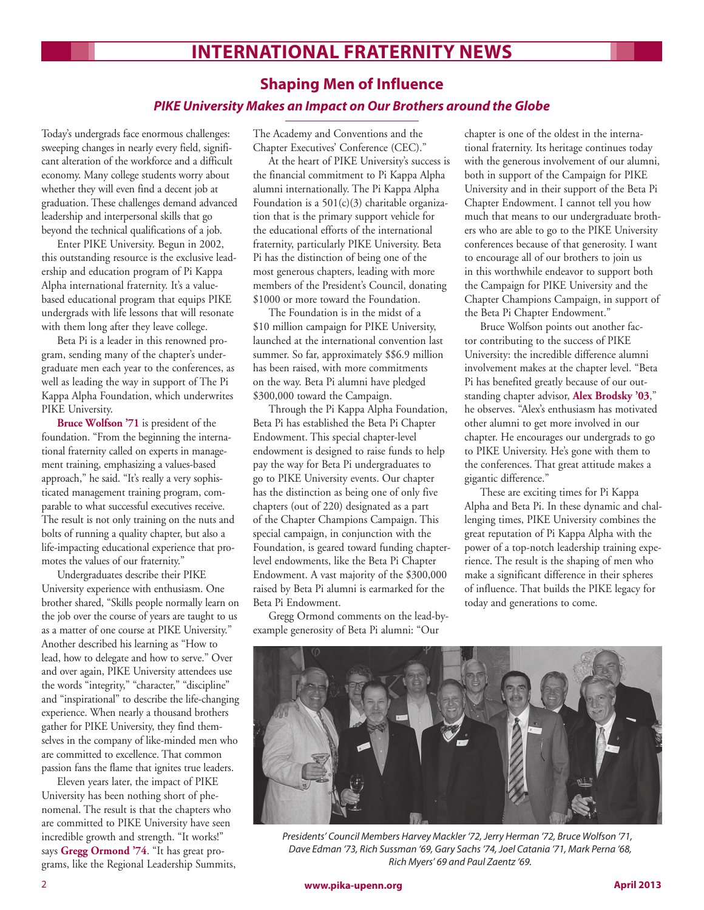# INTERNATIONAL FRATERNITY NEWS

## Shaping Men of Influence

### *PIKE University Makes an Impact on Our Brothers around the Globe*

Today's undergrads face enormous challenges: sweeping changes in nearly every field, significant alteration of the workforce and a difficult economy. Many college students worry about whether they will even find a decent job at graduation. These challenges demand advanced leadership and interpersonal skills that go beyond the technical qualifications of a job.

Enter PIKE University. Begun in 2002, this outstanding resource is the exclusive leadership and education program of Pi Kappa Alpha international fraternity. It's a value-based educational program that equips PIKE undergrads with life lessons that will resonate with them long after they leave college.

Beta Pi is a leader in this renowned program, sending many of the chapter's undergraduate men each year to the conferences, as well as leading the way in support of The Pi Kappa Alpha Foundation, which underwrites PIKE University.

**Bruce Wolfson '71** is president of the foundation. "From the beginning the international fraternity called on experts in management training, emphasizing a values-based approach," he said. "It's really a very sophisticated management training program, comparable to what successful executives receive. The result is not only training on the nuts and bolts of running a quality chapter, but also a life-impacting educational experience that promotes the values of our fraternity."

Undergraduates describe their PIKE University experience with enthusiasm. One brother shared, "Skills people normally learn on the job over the course of years are taught to us as a matter of one course at PIKE University." Another described his learning as "How to lead, how to delegate and how to serve." Over and over again, PIKE University attendees use the words "integrity," "character," "discipline" and "inspirational" to describe the life-changing experience. When nearly a thousand brothers gather for PIKE University, they find themselves in the company of like-minded men who are committed to excellence. That common passion fans the flame that ignites true leaders.

Eleven years later, the impact of PIKE University has been nothing short of phenomenal. The result is that the chapters who are committed to PIKE University have seen incredible growth and strength. "It works!" says **Gregg Ormond '74**. "It has great programs, like the Regional Leadership Summits, The Academy and Conventions and the Chapter Executives' Conference (CEC)."

At the heart of PIKE University's success is the financial commitment to Pi Kappa Alpha alumni internationally. The Pi Kappa Alpha Foundation is a 501(c)(3) charitable organization that is the primary support vehicle for the educational efforts of the international fraternity, particularly PIKE University. Beta Pi has the distinction of being one of the most generous chapters, leading with more members of the President's Council, donating $1000 or more toward the Foundation.

The Foundation is in the midst of a $10 million campaign for PIKE University, launched at the international convention last summer. So far, approximately $$6.9 million has been raised, with more commitments on the way. Beta Pi alumni have pledged $300,000 toward the Campaign.

Through the Pi Kappa Alpha Foundation, Beta Pi has established the Beta Pi Chapter Endowment. This special chapter-level endowment is designed to raise funds to help pay the way for Beta Pi undergraduates to go to PIKE University events. Our chapter has the distinction as being one of only five chapters (out of 220) designated as a part of the Chapter Champions Campaign. This special campaign, in conjunction with the Foundation, is geared toward funding chapter-level endowments, like the Beta Pi Chapter Endowment. A vast majority of the $300,000 raised by Beta Pi alumni is earmarked for the Beta Pi Endowment.

Gregg Ormond comments on the lead-by-example generosity of Beta Pi alumni: "Our chapter is one of the oldest in the international fraternity. Its heritage continues today with the generous involvement of our alumni, both in support of the Campaign for PIKE University and in their support of the Beta Pi Chapter Endowment. I cannot tell you how much that means to our undergraduate brothers who are able to go to the PIKE University conferences because of that generosity. I want to encourage all of our brothers to join us in this worthwhile endeavor to support both the Campaign for PIKE University and the Chapter Champions Campaign, in support of the Beta Pi Chapter Endowment."

Bruce Wolfson points out another factor contributing to the success of PIKE University: the incredible difference alumni involvement makes at the chapter level. "Beta Pi has benefited greatly because of our outstanding chapter advisor, **Alex Brodsky '03**," he observes. "Alex's enthusiasm has motivated other alumni to get more involved in our chapter. He encourages our undergrads to go to PIKE University. He's gone with them to the conferences. That great attitude makes a gigantic difference."

These are exciting times for Pi Kappa Alpha and Beta Pi. In these dynamic and challenging times, PIKE University combines the great reputation of Pi Kappa Alpha with the power of a top-notch leadership training experience. The result is the shaping of men who make a significant difference in their spheres of influence. That builds the PIKE legacy for today and generations to come.

*Presidents' Council Members Harvey Mackler '72, Jerry Herman '72, Bruce Wolfson '71, Dave Edman '73, Rich Sussman '69, Gary Sachs '74, Joel Catania '71, Mark Perna '68, Rich Myers' 69 and Paul Zaentz '69.*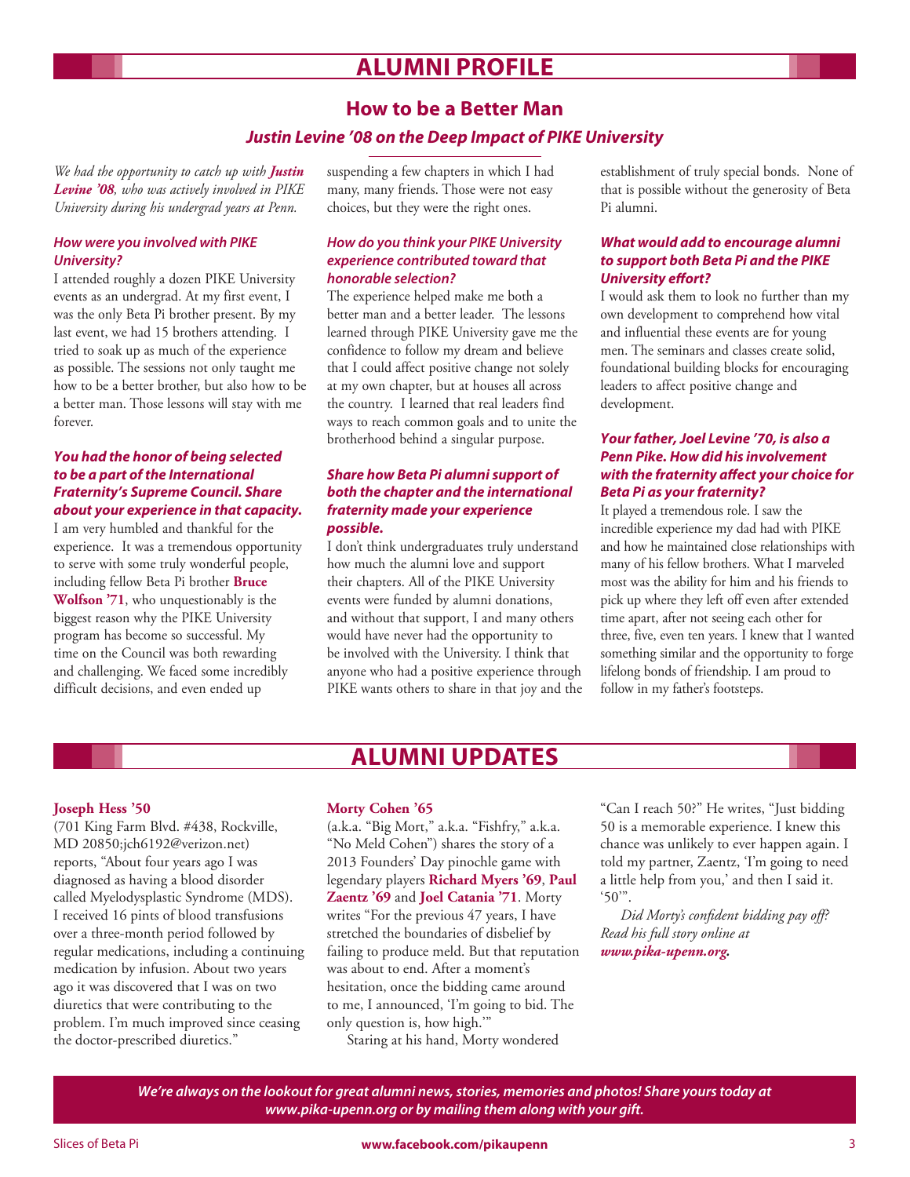# ALUMNI PROFILE

## How to be a Better Man

### *Justin Levine '08 on the Deep Impact of PIKE University*

*We had the opportunity to catch up with **Justin Levine '08**, who was actively involved in PIKE University during his undergrad years at Penn.*

***How were you involved with PIKE University?***

I attended roughly a dozen PIKE University events as an undergrad. At my first event, I was the only Beta Pi brother present. By my last event, we had 15 brothers attending. I tried to soak up as much of the experience as possible. The sessions not only taught me how to be a better brother, but also how to be a better man. Those lessons will stay with me forever.

***You had the honor of being selected to be a part of the International Fraternity's Supreme Council. Share about your experience in that capacity.***

I am very humbled and thankful for the experience. It was a tremendous opportunity to serve with some truly wonderful people, including fellow Beta Pi brother **Bruce Wolfson '71**, who unquestionably is the biggest reason why the PIKE University program has become so successful. My time on the Council was both rewarding and challenging. We faced some incredibly difficult decisions, and even ended up suspending a few chapters in which I had many, many friends. Those were not easy choices, but they were the right ones.

***How do you think your PIKE University experience contributed toward that honorable selection?***

The experience helped make me both a better man and a better leader. The lessons learned through PIKE University gave me the confidence to follow my dream and believe that I could affect positive change not solely at my own chapter, but at houses all across the country. I learned that real leaders find ways to reach common goals and to unite the brotherhood behind a singular purpose.

***Share how Beta Pi alumni support of both the chapter and the international fraternity made your experience possible.***

I don't think undergraduates truly understand how much the alumni love and support their chapters. All of the PIKE University events were funded by alumni donations, and without that support, I and many others would have never had the opportunity to be involved with the University. I think that anyone who had a positive experience through PIKE wants others to share in that joy and the establishment of truly special bonds. None of that is possible without the generosity of Beta Pi alumni.

***What would add to encourage alumni to support both Beta Pi and the PIKE University effort?***

I would ask them to look no further than my own development to comprehend how vital and influential these events are for young men. The seminars and classes create solid, foundational building blocks for encouraging leaders to affect positive change and development.

***Your father, Joel Levine '70, is also a Penn Pike. How did his involvement with the fraternity affect your choice for Beta Pi as your fraternity?***

It played a tremendous role. I saw the incredible experience my dad had with PIKE and how he maintained close relationships with many of his fellow brothers. What I marveled most was the ability for him and his friends to pick up where they left off even after extended time apart, after not seeing each other for three, five, even ten years. I knew that I wanted something similar and the opportunity to forge lifelong bonds of friendship. I am proud to follow in my father's footsteps.

# ALUMNI UPDATES

**Joseph Hess '50**
(701 King Farm Blvd. #438, Rockville, MD 20850;jch6192@verizon.net) reports, "About four years ago I was diagnosed as having a blood disorder called Myelodysplastic Syndrome (MDS). I received 16 pints of blood transfusions over a three-month period followed by regular medications, including a continuing medication by infusion. About two years ago it was discovered that I was on two diuretics that were contributing to the problem. I'm much improved since ceasing the doctor-prescribed diuretics."

**Morty Cohen '65**
(a.k.a. "Big Mort," a.k.a. "Fishfry," a.k.a. "No Meld Cohen") shares the story of a 2013 Founders' Day pinochle game with legendary players **Richard Myers '69**, **Paul Zaentz '69** and **Joel Catania '71**. Morty writes "For the previous 47 years, I have stretched the boundaries of disbelief by failing to produce meld. But that reputation was about to end. After a moment's hesitation, once the bidding came around to me, I announced, 'I'm going to bid. The only question is, how high.'"

Staring at his hand, Morty wondered "Can I reach 50?" He writes, "Just bidding 50 is a memorable experience. I knew this chance was unlikely to ever happen again. I told my partner, Zaentz, 'I'm going to need a little help from you,' and then I said it. '50'".

*Did Morty's confident bidding pay off? Read his full story online at **www.pika-upenn.org**.*

***We're always on the lookout for great alumni news, stories, memories and photos! Share yours today at www.pika-upenn.org or by mailing them along with your gift.***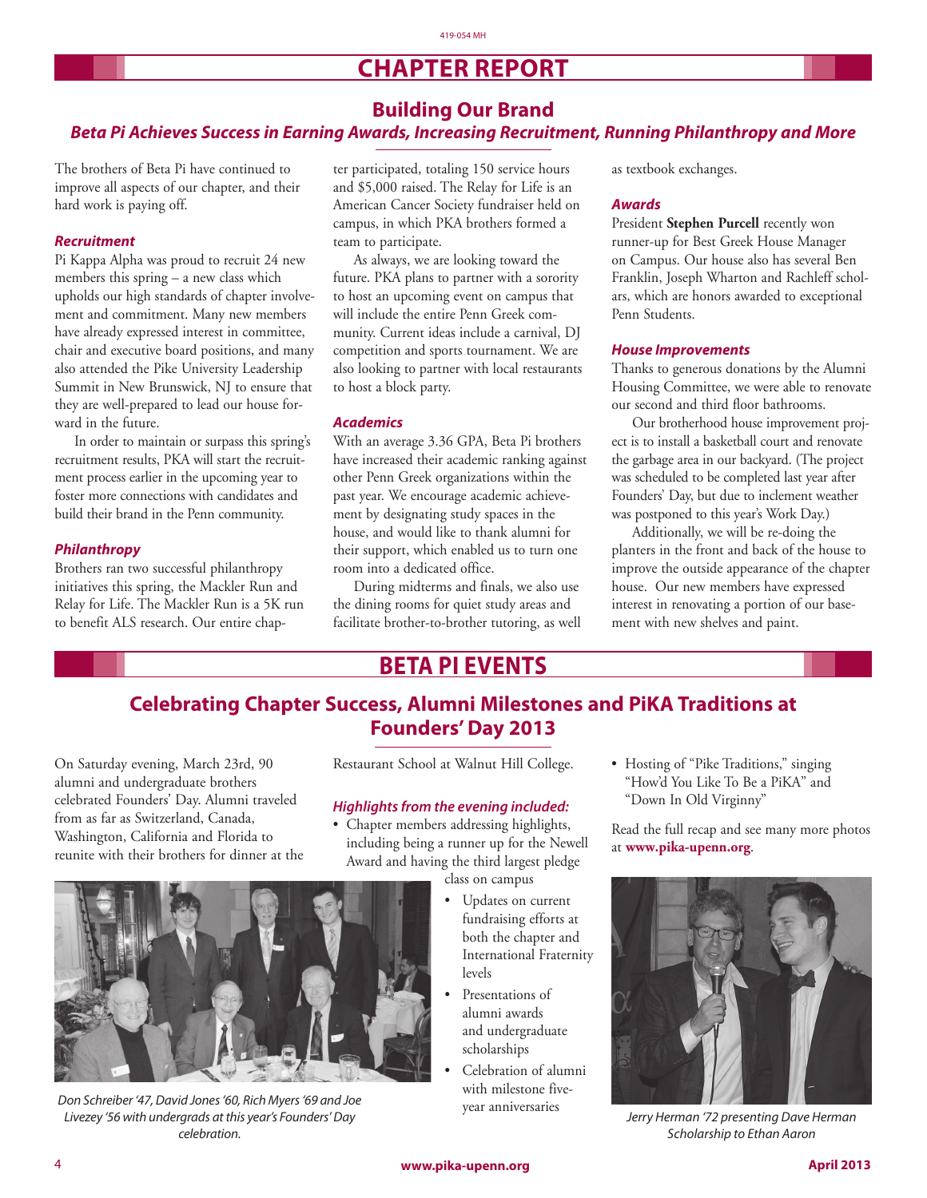# CHAPTER REPORT

## Building Our Brand

### *Beta Pi Achieves Success in Earning Awards, Increasing Recruitment, Running Philanthropy and More*

The brothers of Beta Pi have continued to improve all aspects of our chapter, and their hard work is paying off.

#### *Recruitment*

Pi Kappa Alpha was proud to recruit 24 new members this spring – a new class which upholds our high standards of chapter involvement and commitment. Many new members have already expressed interest in committee, chair and executive board positions, and many also attended the Pike University Leadership Summit in New Brunswick, NJ to ensure that they are well-prepared to lead our house forward in the future.

In order to maintain or surpass this spring's recruitment results, PKA will start the recruitment process earlier in the upcoming year to foster more connections with candidates and build their brand in the Penn community.

#### *Philanthropy*

Brothers ran two successful philanthropy initiatives this spring, the Mackler Run and Relay for Life. The Mackler Run is a 5K run to benefit ALS research. Our entire chapter participated, totaling 150 service hours and $5,000 raised. The Relay for Life is an American Cancer Society fundraiser held on campus, in which PKA brothers formed a team to participate.

As always, we are looking toward the future. PKA plans to partner with a sorority to host an upcoming event on campus that will include the entire Penn Greek community. Current ideas include a carnival, DJ competition and sports tournament. We are also looking to partner with local restaurants to host a block party.

#### *Academics*

With an average 3.36 GPA, Beta Pi brothers have increased their academic ranking against other Penn Greek organizations within the past year. We encourage academic achievement by designating study spaces in the house, and would like to thank alumni for their support, which enabled us to turn one room into a dedicated office.

During midterms and finals, we also use the dining rooms for quiet study areas and facilitate brother-to-brother tutoring, as well as textbook exchanges.

#### *Awards*

President **Stephen Purcell** recently won runner-up for Best Greek House Manager on Campus. Our house also has several Ben Franklin, Joseph Wharton and Rachleff scholars, which are honors awarded to exceptional Penn Students.

#### *House Improvements*

Thanks to generous donations by the Alumni Housing Committee, we were able to renovate our second and third floor bathrooms.

Our brotherhood house improvement project is to install a basketball court and renovate the garbage area in our backyard. (The project was scheduled to be completed last year after Founders' Day, but due to inclement weather was postponed to this year's Work Day.)

Additionally, we will be re-doing the planters in the front and back of the house to improve the outside appearance of the chapter house. Our new members have expressed interest in renovating a portion of our basement with new shelves and paint.

# BETA PI EVENTS

## Celebrating Chapter Success, Alumni Milestones and PiKA Traditions at Founders' Day 2013

On Saturday evening, March 23rd, 90 alumni and undergraduate brothers celebrated Founders' Day. Alumni traveled from as far as Switzerland, Canada, Washington, California and Florida to reunite with their brothers for dinner at the Restaurant School at Walnut Hill College.

#### *Highlights from the evening included:*

- Chapter members addressing highlights, including being a runner up for the Newell Award and having the third largest pledge class on campus
- Updates on current fundraising efforts at both the chapter and International Fraternity levels
- Presentations of alumni awards and undergraduate scholarships
- Celebration of alumni with milestone five-year anniversaries
- Hosting of "Pike Traditions," singing "How'd You Like To Be a PiKA" and "Down In Old Virginny"

Read the full recap and see many more photos at **www.pika-upenn.org**.

*Don Schreiber '47, David Jones '60, Rich Myers '69 and Joe Livezey '56 with undergrads at this year's Founders' Day celebration.*

*Jerry Herman '72 presenting Dave Herman Scholarship to Ethan Aaron*